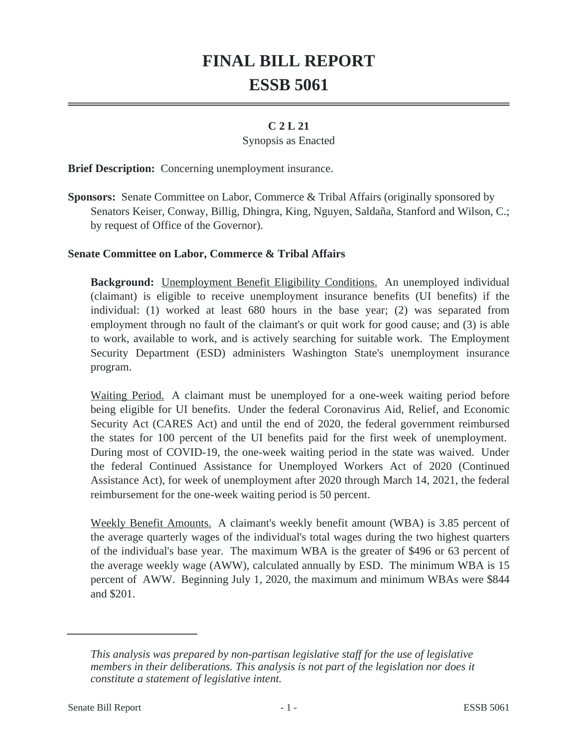# FINAL BILL REPORT
# ESSB 5061

**C 2 L 21**

Synopsis as Enacted

**Brief Description:** Concerning unemployment insurance.

**Sponsors:** Senate Committee on Labor, Commerce & Tribal Affairs (originally sponsored by Senators Keiser, Conway, Billig, Dhingra, King, Nguyen, Saldaña, Stanford and Wilson, C.; by request of Office of the Governor).

**Senate Committee on Labor, Commerce & Tribal Affairs**

**Background:** Unemployment Benefit Eligibility Conditions. An unemployed individual (claimant) is eligible to receive unemployment insurance benefits (UI benefits) if the individual: (1) worked at least 680 hours in the base year; (2) was separated from employment through no fault of the claimant's or quit work for good cause; and (3) is able to work, available to work, and is actively searching for suitable work. The Employment Security Department (ESD) administers Washington State's unemployment insurance program.

Waiting Period. A claimant must be unemployed for a one-week waiting period before being eligible for UI benefits. Under the federal Coronavirus Aid, Relief, and Economic Security Act (CARES Act) and until the end of 2020, the federal government reimbursed the states for 100 percent of the UI benefits paid for the first week of unemployment. During most of COVID-19, the one-week waiting period in the state was waived. Under the federal Continued Assistance for Unemployed Workers Act of 2020 (Continued Assistance Act), for week of unemployment after 2020 through March 14, 2021, the federal reimbursement for the one-week waiting period is 50 percent.

Weekly Benefit Amounts. A claimant's weekly benefit amount (WBA) is 3.85 percent of the average quarterly wages of the individual's total wages during the two highest quarters of the individual's base year. The maximum WBA is the greater of $496 or 63 percent of the average weekly wage (AWW), calculated annually by ESD. The minimum WBA is 15 percent of AWW. Beginning July 1, 2020, the maximum and minimum WBAs were $844 and $201.

---

*This analysis was prepared by non-partisan legislative staff for the use of legislative members in their deliberations. This analysis is not part of the legislation nor does it constitute a statement of legislative intent.*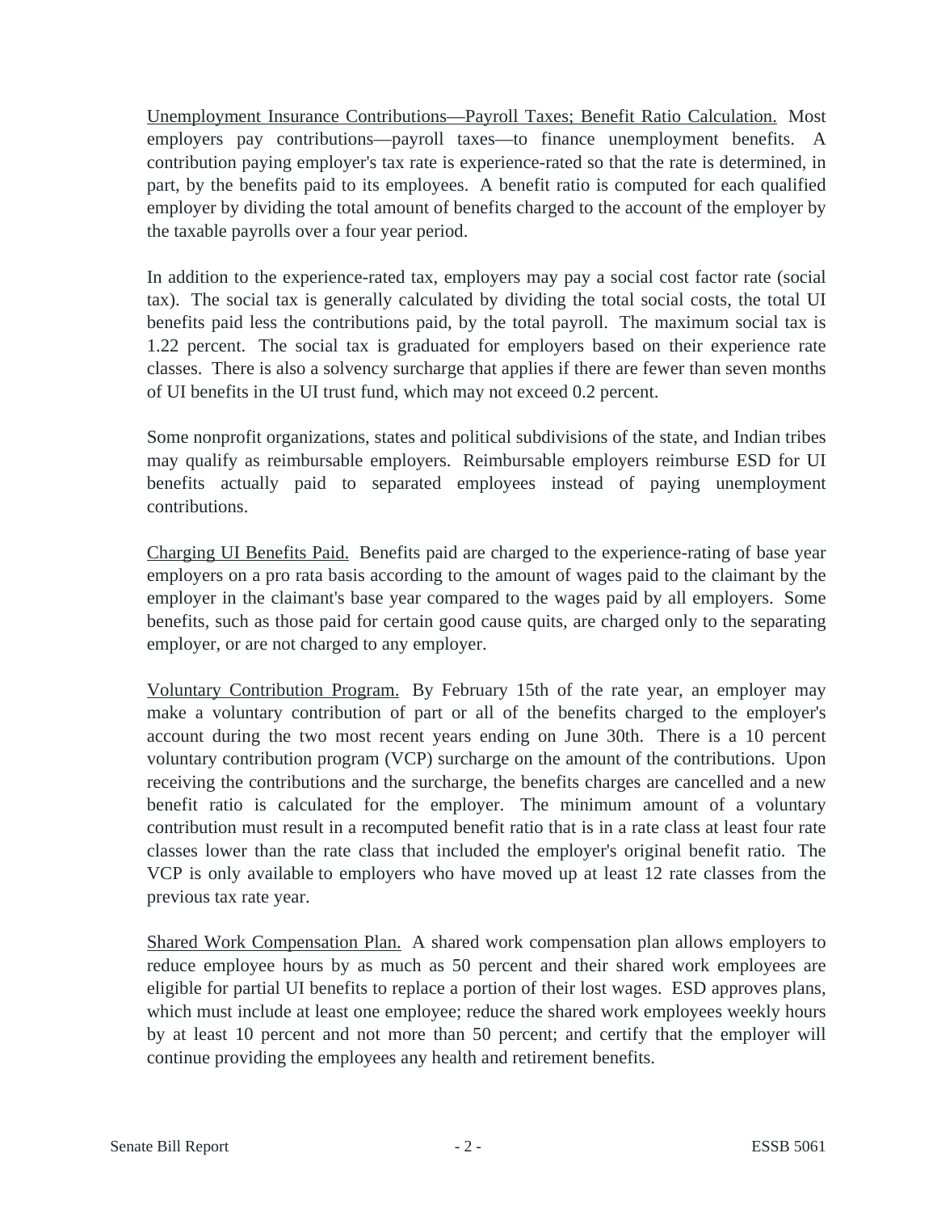Unemployment Insurance Contributions—Payroll Taxes; Benefit Ratio Calculation. Most employers pay contributions—payroll taxes—to finance unemployment benefits. A contribution paying employer's tax rate is experience-rated so that the rate is determined, in part, by the benefits paid to its employees. A benefit ratio is computed for each qualified employer by dividing the total amount of benefits charged to the account of the employer by the taxable payrolls over a four year period.

In addition to the experience-rated tax, employers may pay a social cost factor rate (social tax). The social tax is generally calculated by dividing the total social costs, the total UI benefits paid less the contributions paid, by the total payroll. The maximum social tax is 1.22 percent. The social tax is graduated for employers based on their experience rate classes. There is also a solvency surcharge that applies if there are fewer than seven months of UI benefits in the UI trust fund, which may not exceed 0.2 percent.

Some nonprofit organizations, states and political subdivisions of the state, and Indian tribes may qualify as reimbursable employers. Reimbursable employers reimburse ESD for UI benefits actually paid to separated employees instead of paying unemployment contributions.

Charging UI Benefits Paid. Benefits paid are charged to the experience-rating of base year employers on a pro rata basis according to the amount of wages paid to the claimant by the employer in the claimant's base year compared to the wages paid by all employers. Some benefits, such as those paid for certain good cause quits, are charged only to the separating employer, or are not charged to any employer.

Voluntary Contribution Program. By February 15th of the rate year, an employer may make a voluntary contribution of part or all of the benefits charged to the employer's account during the two most recent years ending on June 30th. There is a 10 percent voluntary contribution program (VCP) surcharge on the amount of the contributions. Upon receiving the contributions and the surcharge, the benefits charges are cancelled and a new benefit ratio is calculated for the employer. The minimum amount of a voluntary contribution must result in a recomputed benefit ratio that is in a rate class at least four rate classes lower than the rate class that included the employer's original benefit ratio. The VCP is only available to employers who have moved up at least 12 rate classes from the previous tax rate year.

Shared Work Compensation Plan. A shared work compensation plan allows employers to reduce employee hours by as much as 50 percent and their shared work employees are eligible for partial UI benefits to replace a portion of their lost wages. ESD approves plans, which must include at least one employee; reduce the shared work employees weekly hours by at least 10 percent and not more than 50 percent; and certify that the employer will continue providing the employees any health and retirement benefits.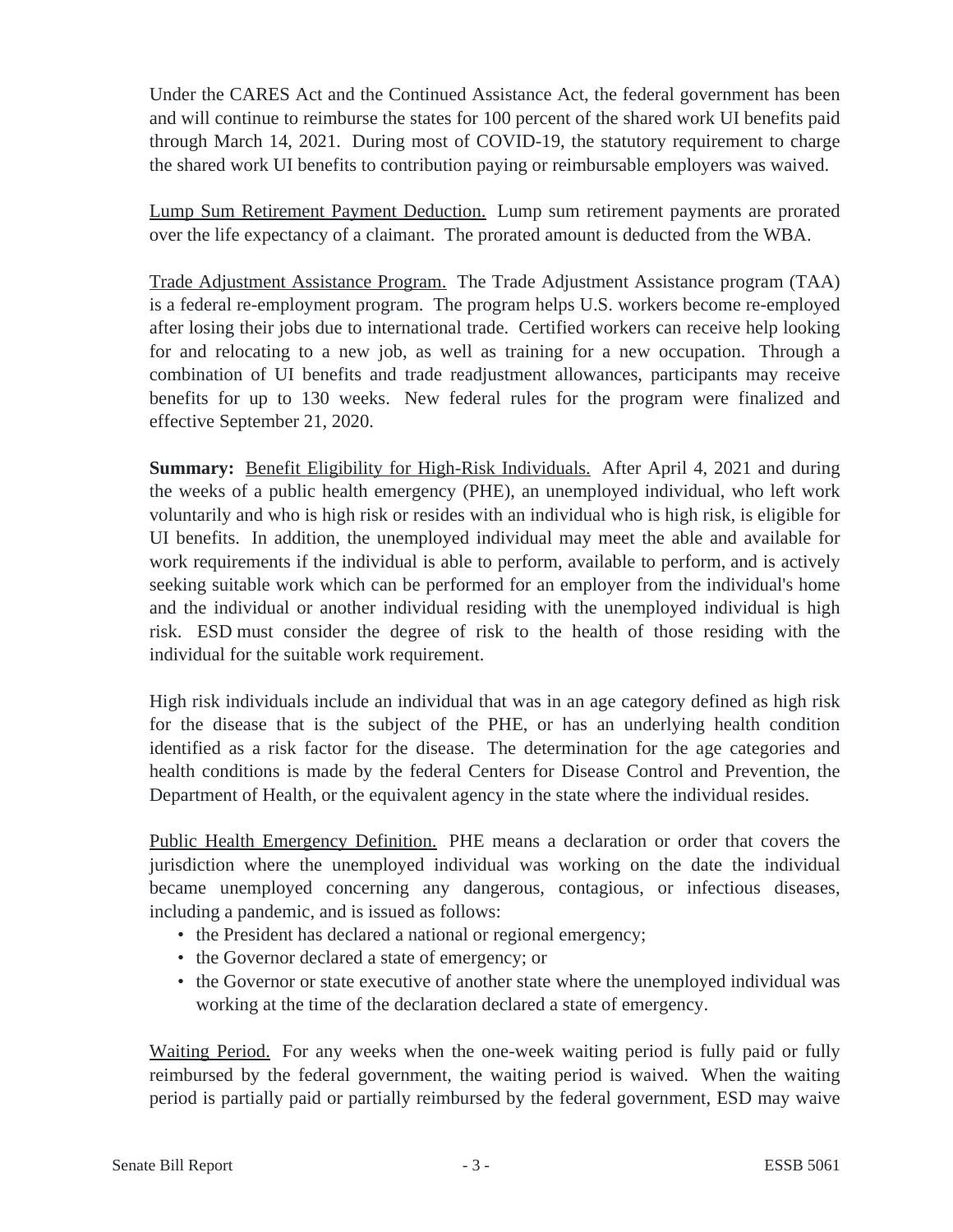Under the CARES Act and the Continued Assistance Act, the federal government has been and will continue to reimburse the states for 100 percent of the shared work UI benefits paid through March 14, 2021. During most of COVID-19, the statutory requirement to charge the shared work UI benefits to contribution paying or reimbursable employers was waived.

Lump Sum Retirement Payment Deduction. Lump sum retirement payments are prorated over the life expectancy of a claimant. The prorated amount is deducted from the WBA.

Trade Adjustment Assistance Program. The Trade Adjustment Assistance program (TAA) is a federal re-employment program. The program helps U.S. workers become re-employed after losing their jobs due to international trade. Certified workers can receive help looking for and relocating to a new job, as well as training for a new occupation. Through a combination of UI benefits and trade readjustment allowances, participants may receive benefits for up to 130 weeks. New federal rules for the program were finalized and effective September 21, 2020.

**Summary:** Benefit Eligibility for High-Risk Individuals. After April 4, 2021 and during the weeks of a public health emergency (PHE), an unemployed individual, who left work voluntarily and who is high risk or resides with an individual who is high risk, is eligible for UI benefits. In addition, the unemployed individual may meet the able and available for work requirements if the individual is able to perform, available to perform, and is actively seeking suitable work which can be performed for an employer from the individual's home and the individual or another individual residing with the unemployed individual is high risk. ESD must consider the degree of risk to the health of those residing with the individual for the suitable work requirement.

High risk individuals include an individual that was in an age category defined as high risk for the disease that is the subject of the PHE, or has an underlying health condition identified as a risk factor for the disease. The determination for the age categories and health conditions is made by the federal Centers for Disease Control and Prevention, the Department of Health, or the equivalent agency in the state where the individual resides.

Public Health Emergency Definition. PHE means a declaration or order that covers the jurisdiction where the unemployed individual was working on the date the individual became unemployed concerning any dangerous, contagious, or infectious diseases, including a pandemic, and is issued as follows:

- the President has declared a national or regional emergency;
- the Governor declared a state of emergency; or
- the Governor or state executive of another state where the unemployed individual was working at the time of the declaration declared a state of emergency.

Waiting Period. For any weeks when the one-week waiting period is fully paid or fully reimbursed by the federal government, the waiting period is waived. When the waiting period is partially paid or partially reimbursed by the federal government, ESD may waive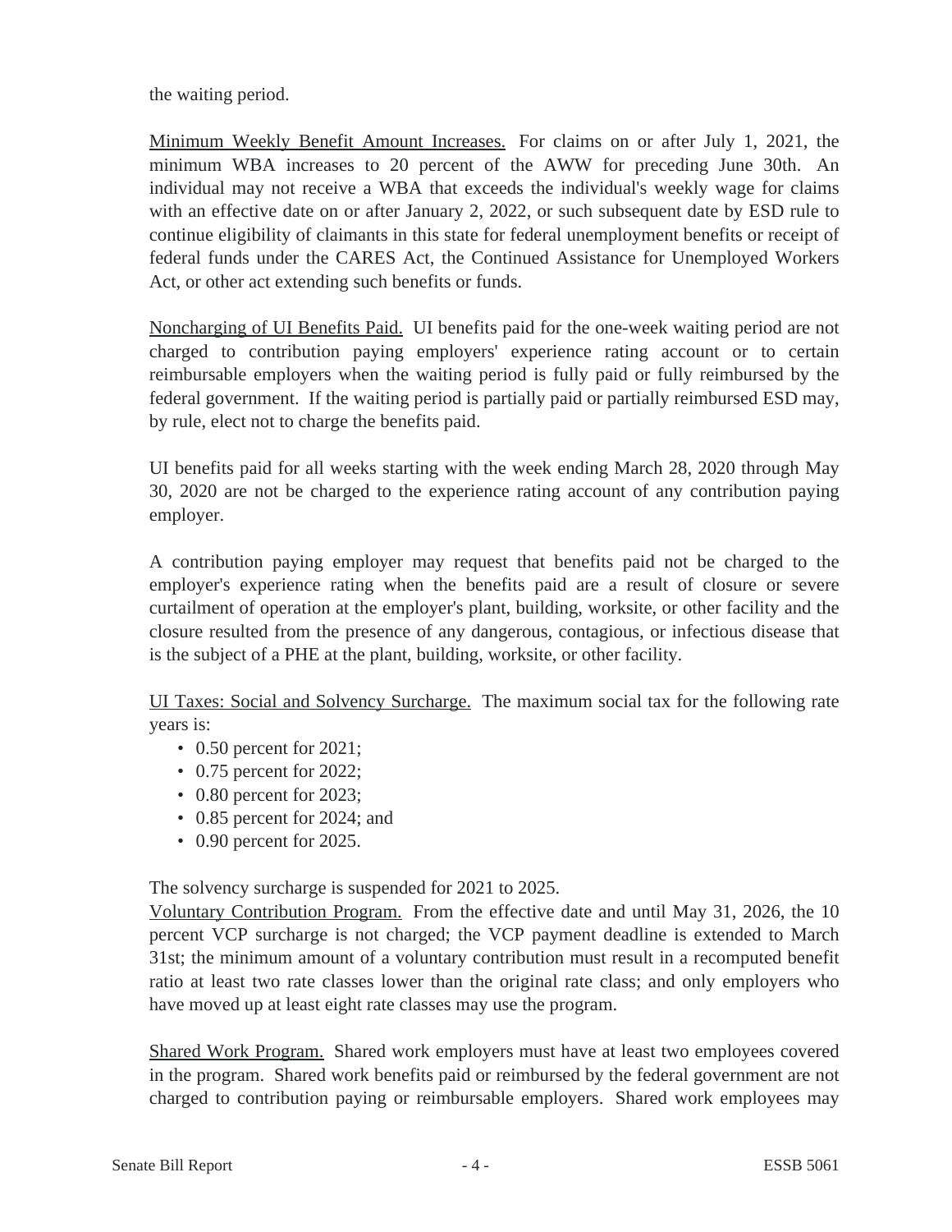the waiting period.

Minimum Weekly Benefit Amount Increases. For claims on or after July 1, 2021, the minimum WBA increases to 20 percent of the AWW for preceding June 30th. An individual may not receive a WBA that exceeds the individual's weekly wage for claims with an effective date on or after January 2, 2022, or such subsequent date by ESD rule to continue eligibility of claimants in this state for federal unemployment benefits or receipt of federal funds under the CARES Act, the Continued Assistance for Unemployed Workers Act, or other act extending such benefits or funds.

Noncharging of UI Benefits Paid. UI benefits paid for the one-week waiting period are not charged to contribution paying employers' experience rating account or to certain reimbursable employers when the waiting period is fully paid or fully reimbursed by the federal government. If the waiting period is partially paid or partially reimbursed ESD may, by rule, elect not to charge the benefits paid.

UI benefits paid for all weeks starting with the week ending March 28, 2020 through May 30, 2020 are not be charged to the experience rating account of any contribution paying employer.

A contribution paying employer may request that benefits paid not be charged to the employer's experience rating when the benefits paid are a result of closure or severe curtailment of operation at the employer's plant, building, worksite, or other facility and the closure resulted from the presence of any dangerous, contagious, or infectious disease that is the subject of a PHE at the plant, building, worksite, or other facility.

UI Taxes: Social and Solvency Surcharge. The maximum social tax for the following rate years is:

- 0.50 percent for 2021;
- 0.75 percent for 2022;
- 0.80 percent for 2023;
- 0.85 percent for 2024; and
- 0.90 percent for 2025.

The solvency surcharge is suspended for 2021 to 2025.

Voluntary Contribution Program. From the effective date and until May 31, 2026, the 10 percent VCP surcharge is not charged; the VCP payment deadline is extended to March 31st; the minimum amount of a voluntary contribution must result in a recomputed benefit ratio at least two rate classes lower than the original rate class; and only employers who have moved up at least eight rate classes may use the program.

Shared Work Program. Shared work employers must have at least two employees covered in the program. Shared work benefits paid or reimbursed by the federal government are not charged to contribution paying or reimbursable employers. Shared work employees may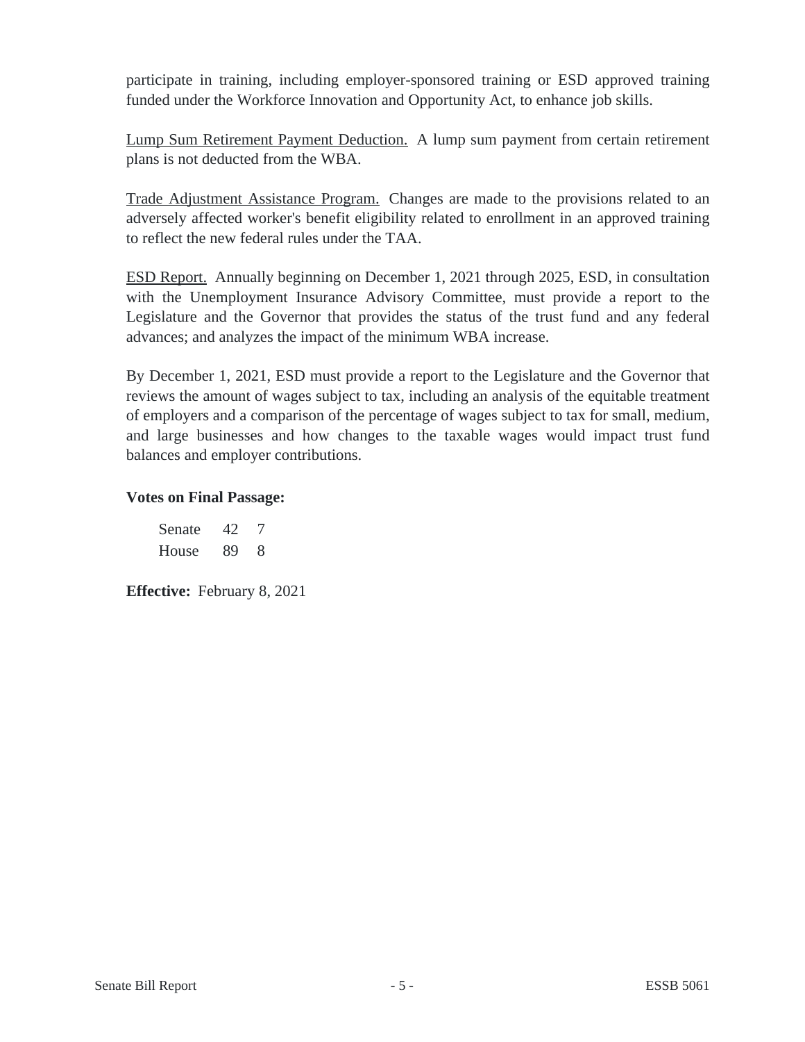participate in training, including employer-sponsored training or ESD approved training funded under the Workforce Innovation and Opportunity Act, to enhance job skills.

Lump Sum Retirement Payment Deduction. A lump sum payment from certain retirement plans is not deducted from the WBA.

Trade Adjustment Assistance Program. Changes are made to the provisions related to an adversely affected worker's benefit eligibility related to enrollment in an approved training to reflect the new federal rules under the TAA.

ESD Report. Annually beginning on December 1, 2021 through 2025, ESD, in consultation with the Unemployment Insurance Advisory Committee, must provide a report to the Legislature and the Governor that provides the status of the trust fund and any federal advances; and analyzes the impact of the minimum WBA increase.

By December 1, 2021, ESD must provide a report to the Legislature and the Governor that reviews the amount of wages subject to tax, including an analysis of the equitable treatment of employers and a comparison of the percentage of wages subject to tax for small, medium, and large businesses and how changes to the taxable wages would impact trust fund balances and employer contributions.

**Votes on Final Passage:**

| | | |
|---|---|---|
| Senate | 42 | 7 |
| House | 89 | 8 |

**Effective:** February 8, 2021